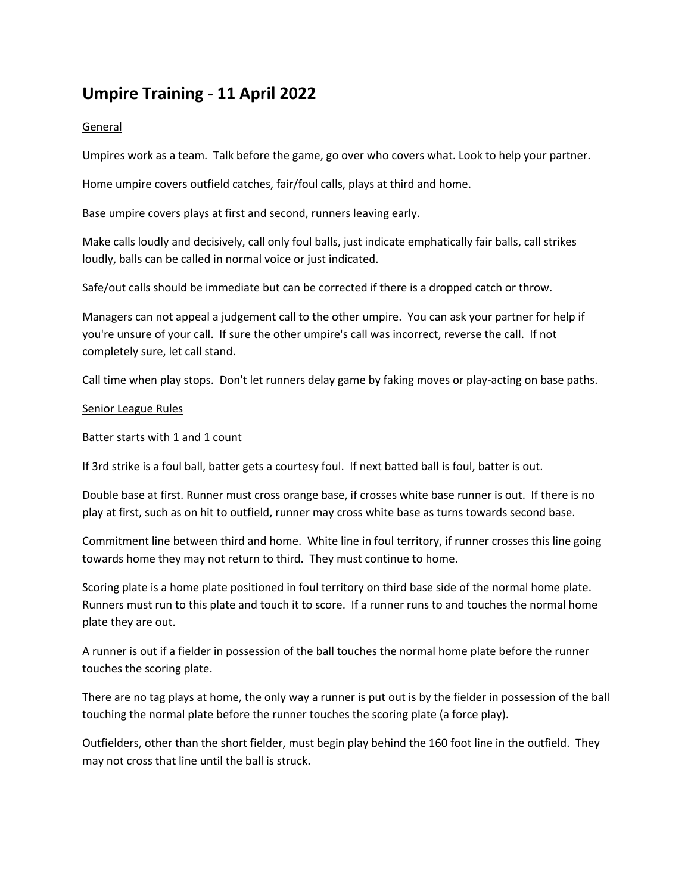# Umpire Training - 11 April 2022

<u>General</u>

Umpires work as a team. Talk before the game, go over who covers what. Look to help your partner.

Home umpire covers outfield catches, fair/foul calls, plays at third and home.

Base umpire covers plays at first and second, runners leaving early.

Make calls loudly and decisively, call only foul balls, just indicate emphatically fair balls, call strikes loudly, balls can be called in normal voice or just indicated.

Safe/out calls should be immediate but can be corrected if there is a dropped catch or throw.

Managers can not appeal a judgement call to the other umpire. You can ask your partner for help if you're unsure of your call. If sure the other umpire's call was incorrect, reverse the call. If not completely sure, let call stand.

Call time when play stops. Don't let runners delay game by faking moves or play-acting on base paths.

<u>Senior League Rules</u>

Batter starts with 1 and 1 count

If 3rd strike is a foul ball, batter gets a courtesy foul. If next batted ball is foul, batter is out.

Double base at first. Runner must cross orange base, if crosses white base runner is out. If there is no play at first, such as on hit to outfield, runner may cross white base as turns towards second base.

Commitment line between third and home. White line in foul territory, if runner crosses this line going towards home they may not return to third. They must continue to home.

Scoring plate is a home plate positioned in foul territory on third base side of the normal home plate. Runners must run to this plate and touch it to score. If a runner runs to and touches the normal home plate they are out.

A runner is out if a fielder in possession of the ball touches the normal home plate before the runner touches the scoring plate.

There are no tag plays at home, the only way a runner is put out is by the fielder in possession of the ball touching the normal plate before the runner touches the scoring plate (a force play).

Outfielders, other than the short fielder, must begin play behind the 160 foot line in the outfield. They may not cross that line until the ball is struck.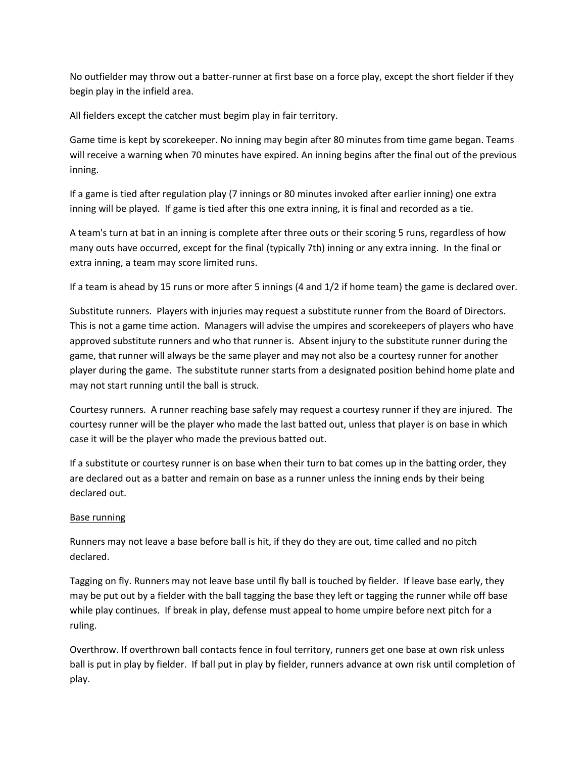No outfielder may throw out a batter-runner at first base on a force play, except the short fielder if they begin play in the infield area.

All fielders except the catcher must begim play in fair territory.

Game time is kept by scorekeeper. No inning may begin after 80 minutes from time game began. Teams will receive a warning when 70 minutes have expired. An inning begins after the final out of the previous inning.

If a game is tied after regulation play (7 innings or 80 minutes invoked after earlier inning) one extra inning will be played. If game is tied after this one extra inning, it is final and recorded as a tie.

A team's turn at bat in an inning is complete after three outs or their scoring 5 runs, regardless of how many outs have occurred, except for the final (typically 7th) inning or any extra inning. In the final or extra inning, a team may score limited runs.

If a team is ahead by 15 runs or more after 5 innings (4 and 1/2 if home team) the game is declared over.

Substitute runners. Players with injuries may request a substitute runner from the Board of Directors. This is not a game time action. Managers will advise the umpires and scorekeepers of players who have approved substitute runners and who that runner is. Absent injury to the substitute runner during the game, that runner will always be the same player and may not also be a courtesy runner for another player during the game. The substitute runner starts from a designated position behind home plate and may not start running until the ball is struck.

Courtesy runners. A runner reaching base safely may request a courtesy runner if they are injured. The courtesy runner will be the player who made the last batted out, unless that player is on base in which case it will be the player who made the previous batted out.

If a substitute or courtesy runner is on base when their turn to bat comes up in the batting order, they are declared out as a batter and remain on base as a runner unless the inning ends by their being declared out.

<u>Base running</u>

Runners may not leave a base before ball is hit, if they do they are out, time called and no pitch declared.

Tagging on fly. Runners may not leave base until fly ball is touched by fielder. If leave base early, they may be put out by a fielder with the ball tagging the base they left or tagging the runner while off base while play continues. If break in play, defense must appeal to home umpire before next pitch for a ruling.

Overthrow. If overthrown ball contacts fence in foul territory, runners get one base at own risk unless ball is put in play by fielder. If ball put in play by fielder, runners advance at own risk until completion of play.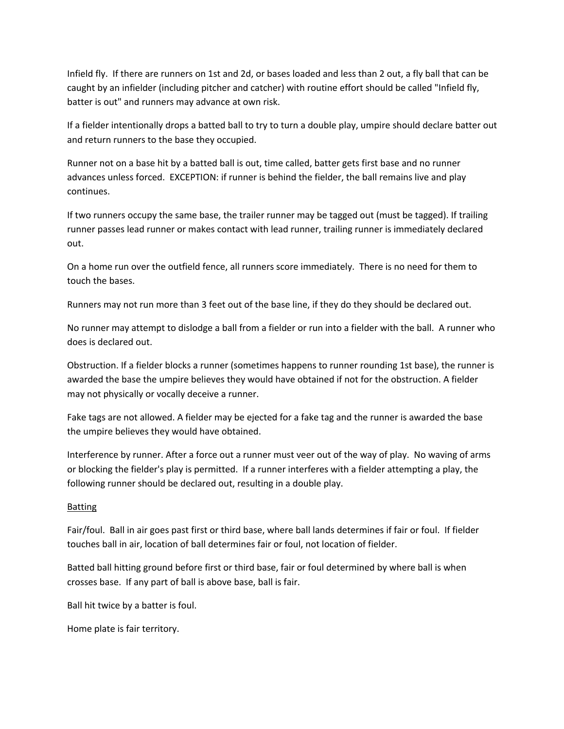Infield fly. If there are runners on 1st and 2d, or bases loaded and less than 2 out, a fly ball that can be caught by an infielder (including pitcher and catcher) with routine effort should be called "Infield fly, batter is out" and runners may advance at own risk.

If a fielder intentionally drops a batted ball to try to turn a double play, umpire should declare batter out and return runners to the base they occupied.

Runner not on a base hit by a batted ball is out, time called, batter gets first base and no runner advances unless forced. EXCEPTION: if runner is behind the fielder, the ball remains live and play continues.

If two runners occupy the same base, the trailer runner may be tagged out (must be tagged). If trailing runner passes lead runner or makes contact with lead runner, trailing runner is immediately declared out.

On a home run over the outfield fence, all runners score immediately. There is no need for them to touch the bases.

Runners may not run more than 3 feet out of the base line, if they do they should be declared out.

No runner may attempt to dislodge a ball from a fielder or run into a fielder with the ball. A runner who does is declared out.

Obstruction. If a fielder blocks a runner (sometimes happens to runner rounding 1st base), the runner is awarded the base the umpire believes they would have obtained if not for the obstruction. A fielder may not physically or vocally deceive a runner.

Fake tags are not allowed. A fielder may be ejected for a fake tag and the runner is awarded the base the umpire believes they would have obtained.

Interference by runner. After a force out a runner must veer out of the way of play. No waving of arms or blocking the fielder's play is permitted. If a runner interferes with a fielder attempting a play, the following runner should be declared out, resulting in a double play.

<u>Batting</u>

Fair/foul. Ball in air goes past first or third base, where ball lands determines if fair or foul. If fielder touches ball in air, location of ball determines fair or foul, not location of fielder.

Batted ball hitting ground before first or third base, fair or foul determined by where ball is when crosses base. If any part of ball is above base, ball is fair.

Ball hit twice by a batter is foul.

Home plate is fair territory.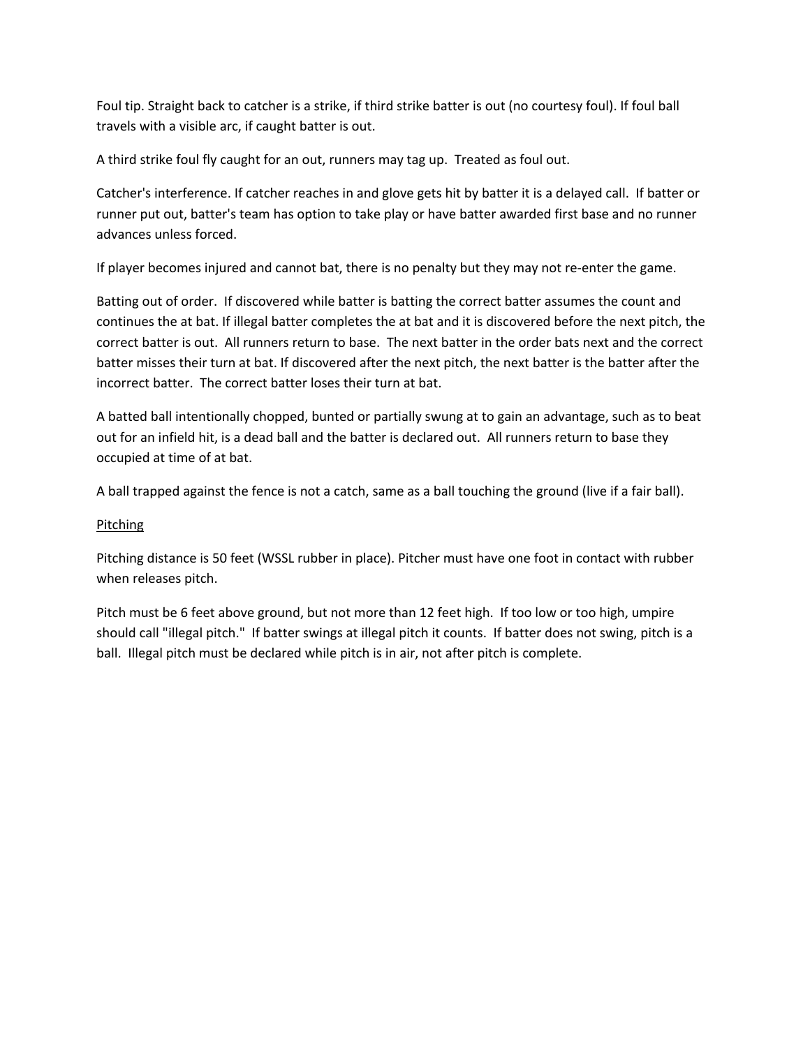Foul tip. Straight back to catcher is a strike, if third strike batter is out (no courtesy foul). If foul ball travels with a visible arc, if caught batter is out.

A third strike foul fly caught for an out, runners may tag up. Treated as foul out.

Catcher's interference. If catcher reaches in and glove gets hit by batter it is a delayed call. If batter or runner put out, batter's team has option to take play or have batter awarded first base and no runner advances unless forced.

If player becomes injured and cannot bat, there is no penalty but they may not re-enter the game.

Batting out of order. If discovered while batter is batting the correct batter assumes the count and continues the at bat. If illegal batter completes the at bat and it is discovered before the next pitch, the correct batter is out. All runners return to base. The next batter in the order bats next and the correct batter misses their turn at bat. If discovered after the next pitch, the next batter is the batter after the incorrect batter. The correct batter loses their turn at bat.

A batted ball intentionally chopped, bunted or partially swung at to gain an advantage, such as to beat out for an infield hit, is a dead ball and the batter is declared out. All runners return to base they occupied at time of at bat.

A ball trapped against the fence is not a catch, same as a ball touching the ground (live if a fair ball).

<u>Pitching</u>

Pitching distance is 50 feet (WSSL rubber in place). Pitcher must have one foot in contact with rubber when releases pitch.

Pitch must be 6 feet above ground, but not more than 12 feet high. If too low or too high, umpire should call "illegal pitch." If batter swings at illegal pitch it counts. If batter does not swing, pitch is a ball. Illegal pitch must be declared while pitch is in air, not after pitch is complete.